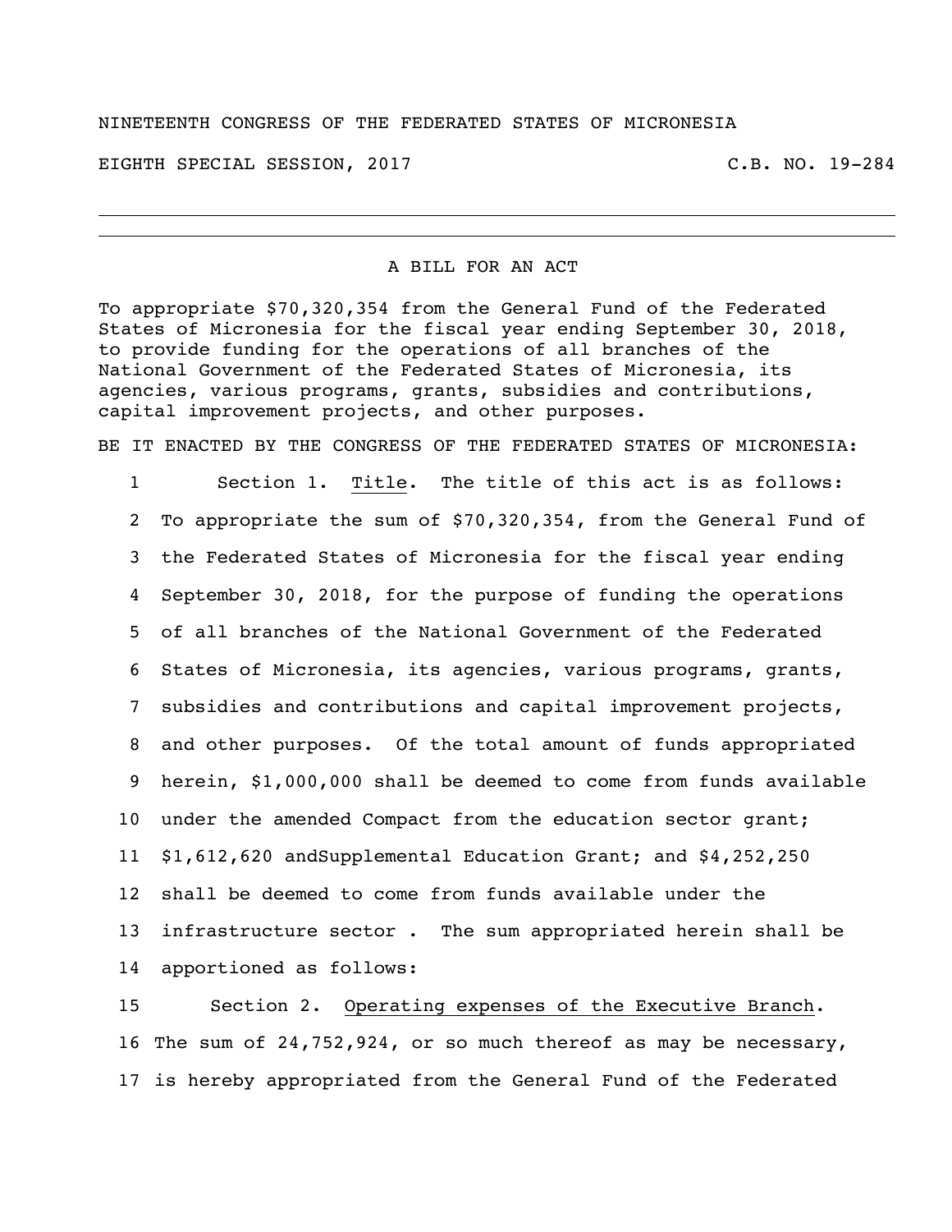NINETEENTH CONGRESS OF THE FEDERATED STATES OF MICRONESIA

EIGHTH SPECIAL SESSION, 2017 C.B. NO. 19-284

---

A BILL FOR AN ACT

To appropriate $70,320,354 from the General Fund of the Federated States of Micronesia for the fiscal year ending September 30, 2018, to provide funding for the operations of all branches of the National Government of the Federated States of Micronesia, its agencies, various programs, grants, subsidies and contributions, capital improvement projects, and other purposes.

BE IT ENACTED BY THE CONGRESS OF THE FEDERATED STATES OF MICRONESIA:

1 Section 1. Title. The title of this act is as follows:
2 To appropriate the sum of $70,320,354, from the General Fund of
3 the Federated States of Micronesia for the fiscal year ending
4 September 30, 2018, for the purpose of funding the operations
5 of all branches of the National Government of the Federated
6 States of Micronesia, its agencies, various programs, grants,
7 subsidies and contributions and capital improvement projects,
8 and other purposes. Of the total amount of funds appropriated
9 herein, $1,000,000 shall be deemed to come from funds available
10 under the amended Compact from the education sector grant;
11 $1,612,620 andSupplemental Education Grant; and $4,252,250
12 shall be deemed to come from funds available under the
13 infrastructure sector . The sum appropriated herein shall be
14 apportioned as follows:

15 Section 2. Operating expenses of the Executive Branch.
16 The sum of 24,752,924, or so much thereof as may be necessary,
17 is hereby appropriated from the General Fund of the Federated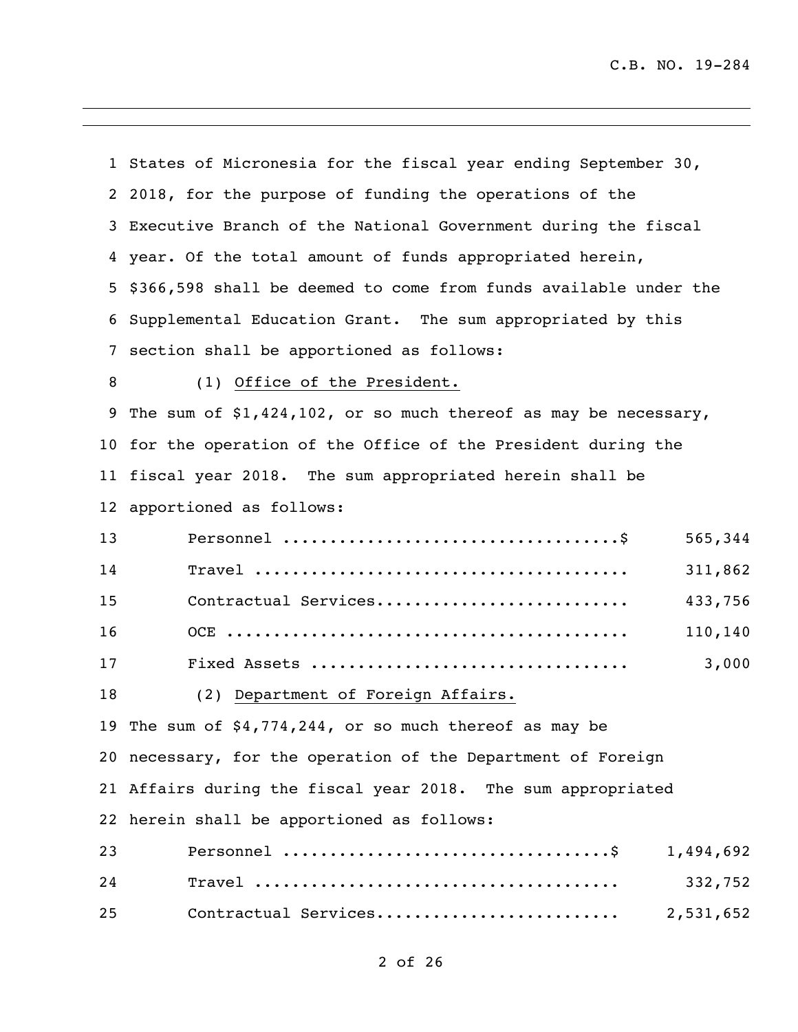States of Micronesia for the fiscal year ending September 30, 2018, for the purpose of funding the operations of the Executive Branch of the National Government during the fiscal year. Of the total amount of funds appropriated herein, $366,598 shall be deemed to come from funds available under the Supplemental Education Grant. The sum appropriated by this section shall be apportioned as follows:

(1) Office of the President.

The sum of $1,424,102, or so much thereof as may be necessary, for the operation of the Office of the President during the fiscal year 2018. The sum appropriated herein shall be apportioned as follows:

| | |
|---|---|
| Personnel ....................................$ | 565,344 |
| Travel ........................................ | 311,862 |
| Contractual Services........................... | 433,756 |
| OCE ........................................... | 110,140 |
| Fixed Assets .................................. | 3,000 |

(2) Department of Foreign Affairs.

The sum of $4,774,244, or so much thereof as may be necessary, for the operation of the Department of Foreign Affairs during the fiscal year 2018. The sum appropriated herein shall be apportioned as follows:

| | |
|---|---|
| Personnel ...................................$ | 1,494,692 |
| Travel ....................................... | 332,752 |
| Contractual Services.......................... | 2,531,652 |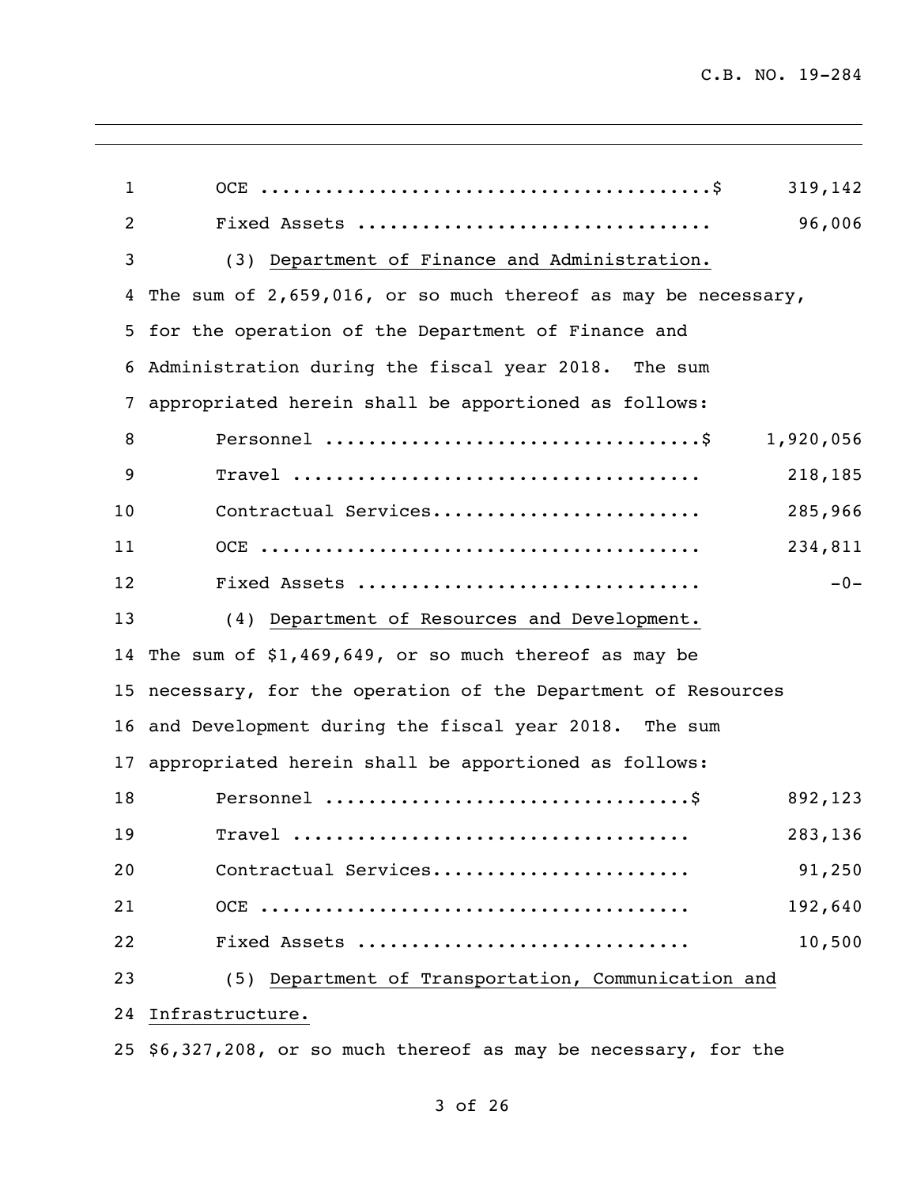| | |
|---|---:|
| OCE ..........................................$ | 319,142 |
| Fixed Assets ................................ | 96,006 |

(3) Department of Finance and Administration.
The sum of 2,659,016, or so much thereof as may be necessary, for the operation of the Department of Finance and Administration during the fiscal year 2018. The sum appropriated herein shall be apportioned as follows:

| | |
|---|---:|
| Personnel ..................................$ | 1,920,056 |
| Travel ..................................... | 218,185 |
| Contractual Services........................ | 285,966 |
| OCE ........................................ | 234,811 |
| Fixed Assets ............................... | -0- |

(4) Department of Resources and Development.
The sum of $1,469,649, or so much thereof as may be necessary, for the operation of the Department of Resources and Development during the fiscal year 2018. The sum appropriated herein shall be apportioned as follows:

| | |
|---|---:|
| Personnel .................................$ | 892,123 |
| Travel .................................... | 283,136 |
| Contractual Services....................... | 91,250 |
| OCE ....................................... | 192,640 |
| Fixed Assets .............................. | 10,500 |

(5) Department of Transportation, Communication and Infrastructure.
$6,327,208, or so much thereof as may be necessary, for the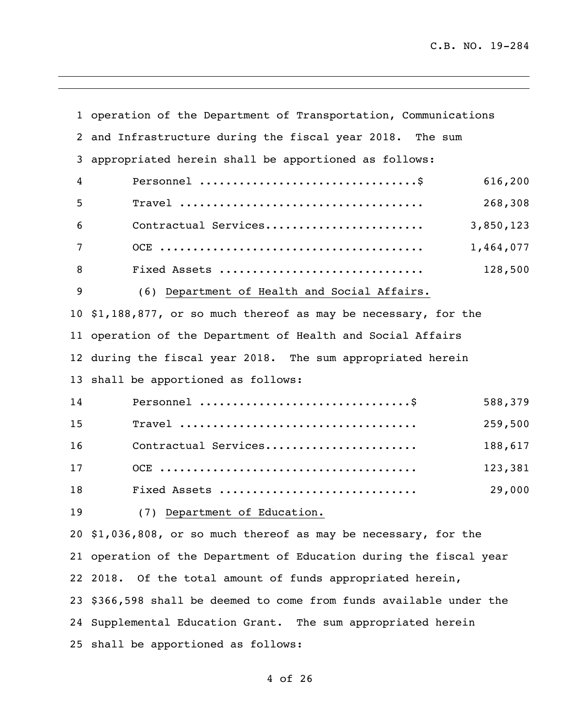operation of the Department of Transportation, Communications and Infrastructure during the fiscal year 2018. The sum appropriated herein shall be apportioned as follows:

| | |
|---|---|
| Personnel ................................$ | 616,200 |
| Travel .................................... | 268,308 |
| Contractual Services....................... | 3,850,123 |
| OCE ....................................... | 1,464,077 |
| Fixed Assets .............................. | 128,500 |

(6) Department of Health and Social Affairs.

$1,188,877, or so much thereof as may be necessary, for the operation of the Department of Health and Social Affairs during the fiscal year 2018. The sum appropriated herein shall be apportioned as follows:

| | |
|---|---|
| Personnel ...............................$ | 588,379 |
| Travel ................................... | 259,500 |
| Contractual Services...................... | 188,617 |
| OCE ...................................... | 123,381 |
| Fixed Assets ............................. | 29,000 |

(7) Department of Education.

$1,036,808, or so much thereof as may be necessary, for the operation of the Department of Education during the fiscal year 2018. Of the total amount of funds appropriated herein, $366,598 shall be deemed to come from funds available under the Supplemental Education Grant. The sum appropriated herein shall be apportioned as follows: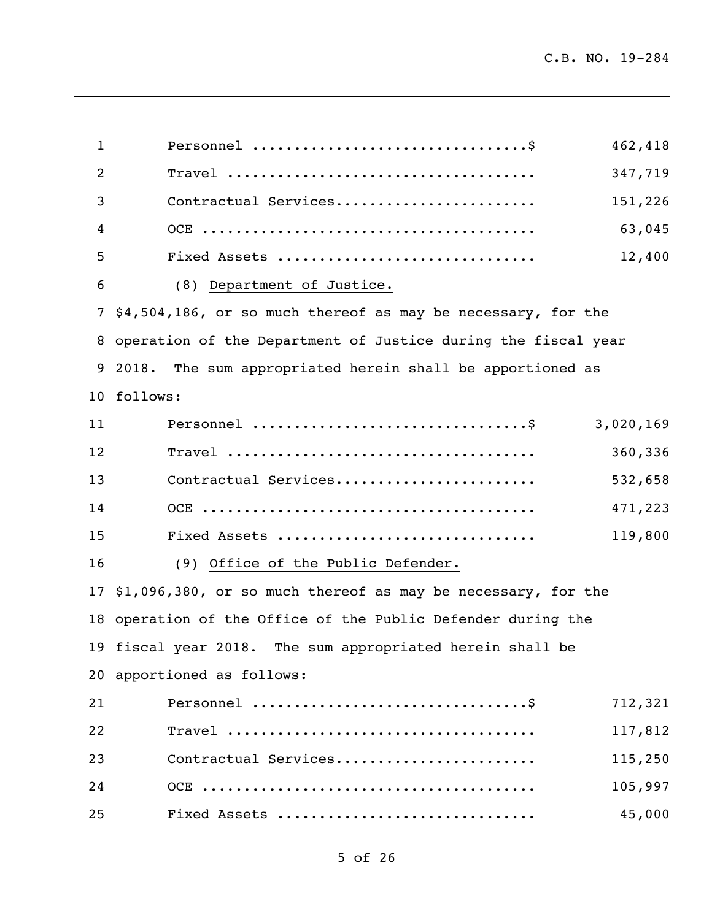| | |
|---|---:|
| Personnel ................................$ | 462,418 |
| Travel .................................... | 347,719 |
| Contractual Services....................... | 151,226 |
| OCE ....................................... | 63,045 |
| Fixed Assets .............................. | 12,400 |

(8) Department of Justice.

$4,504,186, or so much thereof as may be necessary, for the operation of the Department of Justice during the fiscal year 2018. The sum appropriated herein shall be apportioned as follows:

| | |
|---|---:|
| Personnel ................................$ | 3,020,169 |
| Travel .................................... | 360,336 |
| Contractual Services....................... | 532,658 |
| OCE ....................................... | 471,223 |
| Fixed Assets .............................. | 119,800 |

(9) Office of the Public Defender.

$1,096,380, or so much thereof as may be necessary, for the operation of the Office of the Public Defender during the fiscal year 2018. The sum appropriated herein shall be apportioned as follows:

| | |
|---|---:|
| Personnel ................................$ | 712,321 |
| Travel .................................... | 117,812 |
| Contractual Services....................... | 115,250 |
| OCE ....................................... | 105,997 |
| Fixed Assets .............................. | 45,000 |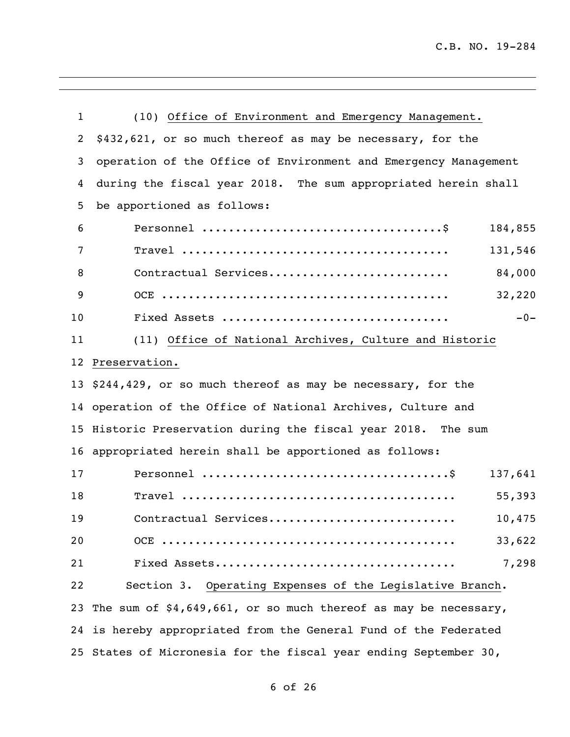(10) Office of Environment and Emergency Management.

$432,621, or so much thereof as may be necessary, for the operation of the Office of Environment and Emergency Management during the fiscal year 2018. The sum appropriated herein shall be apportioned as follows:

| | |
|---|---|
| Personnel ....................................$ | 184,855 |
| Travel ........................................ | 131,546 |
| Contractual Services........................... | 84,000 |
| OCE ........................................... | 32,220 |
| Fixed Assets .................................. | -0- |

(11) Office of National Archives, Culture and Historic Preservation.

$244,429, or so much thereof as may be necessary, for the operation of the Office of National Archives, Culture and Historic Preservation during the fiscal year 2018. The sum appropriated herein shall be apportioned as follows:

| | |
|---|---|
| Personnel ....................................$ | 137,641 |
| Travel ........................................ | 55,393 |
| Contractual Services........................... | 10,475 |
| OCE ........................................... | 33,622 |
| Fixed Assets................................... | 7,298 |

Section 3. Operating Expenses of the Legislative Branch. The sum of $4,649,661, or so much thereof as may be necessary, is hereby appropriated from the General Fund of the Federated States of Micronesia for the fiscal year ending September 30,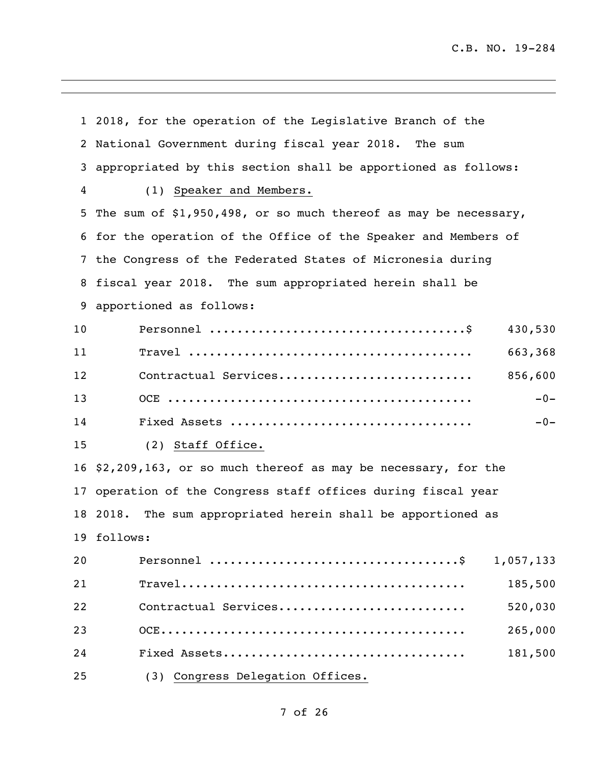2018, for the operation of the Legislative Branch of the National Government during fiscal year 2018. The sum appropriated by this section shall be apportioned as follows:

(1) Speaker and Members.

The sum of $1,950,498, or so much thereof as may be necessary, for the operation of the Office of the Speaker and Members of the Congress of the Federated States of Micronesia during fiscal year 2018. The sum appropriated herein shall be apportioned as follows:

| | |
|---|---|
| Personnel ....................................$ | 430,530 |
| Travel ........................................ | 663,368 |
| Contractual Services........................... | 856,600 |
| OCE ........................................... | -0- |
| Fixed Assets .................................. | -0- |

(2) Staff Office.

$2,209,163, or so much thereof as may be necessary, for the operation of the Congress staff offices during fiscal year 2018. The sum appropriated herein shall be apportioned as follows:

| | |
|---|---|
| Personnel ...................................$ | 1,057,133 |
| Travel......................................... | 185,500 |
| Contractual Services.......................... | 520,030 |
| OCE............................................ | 265,000 |
| Fixed Assets.................................. | 181,500 |

(3) Congress Delegation Offices.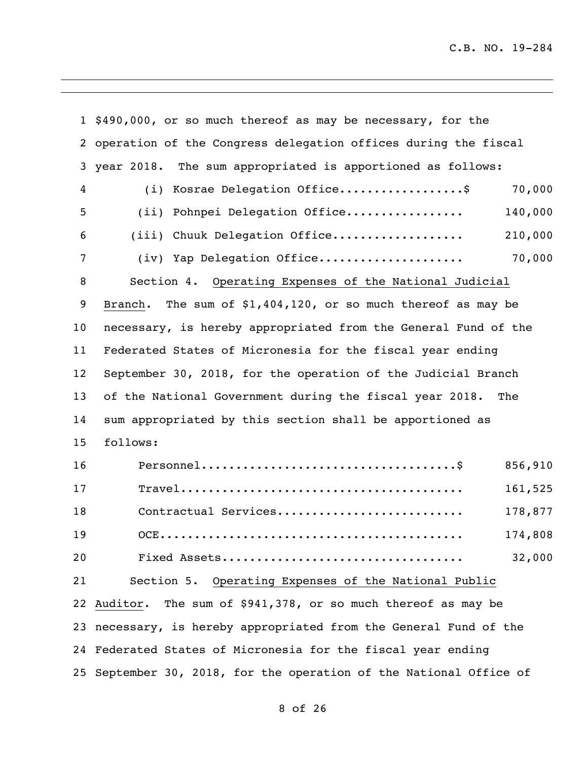$490,000, or so much thereof as may be necessary, for the operation of the Congress delegation offices during the fiscal year 2018. The sum appropriated is apportioned as follows:

| | |
|---|---|
| (i) Kosrae Delegation Office | $ 70,000 |
| (ii) Pohnpei Delegation Office | 140,000 |
| (iii) Chuuk Delegation Office | 210,000 |
| (iv) Yap Delegation Office | 70,000 |

Section 4. Operating Expenses of the National Judicial Branch. The sum of $1,404,120, or so much thereof as may be necessary, is hereby appropriated from the General Fund of the Federated States of Micronesia for the fiscal year ending September 30, 2018, for the operation of the Judicial Branch of the National Government during the fiscal year 2018. The sum appropriated by this section shall be apportioned as follows:

| | |
|---|---|
| Personnel | $ 856,910 |
| Travel | 161,525 |
| Contractual Services | 178,877 |
| OCE | 174,808 |
| Fixed Assets | 32,000 |

Section 5. Operating Expenses of the National Public Auditor. The sum of $941,378, or so much thereof as may be necessary, is hereby appropriated from the General Fund of the Federated States of Micronesia for the fiscal year ending September 30, 2018, for the operation of the National Office of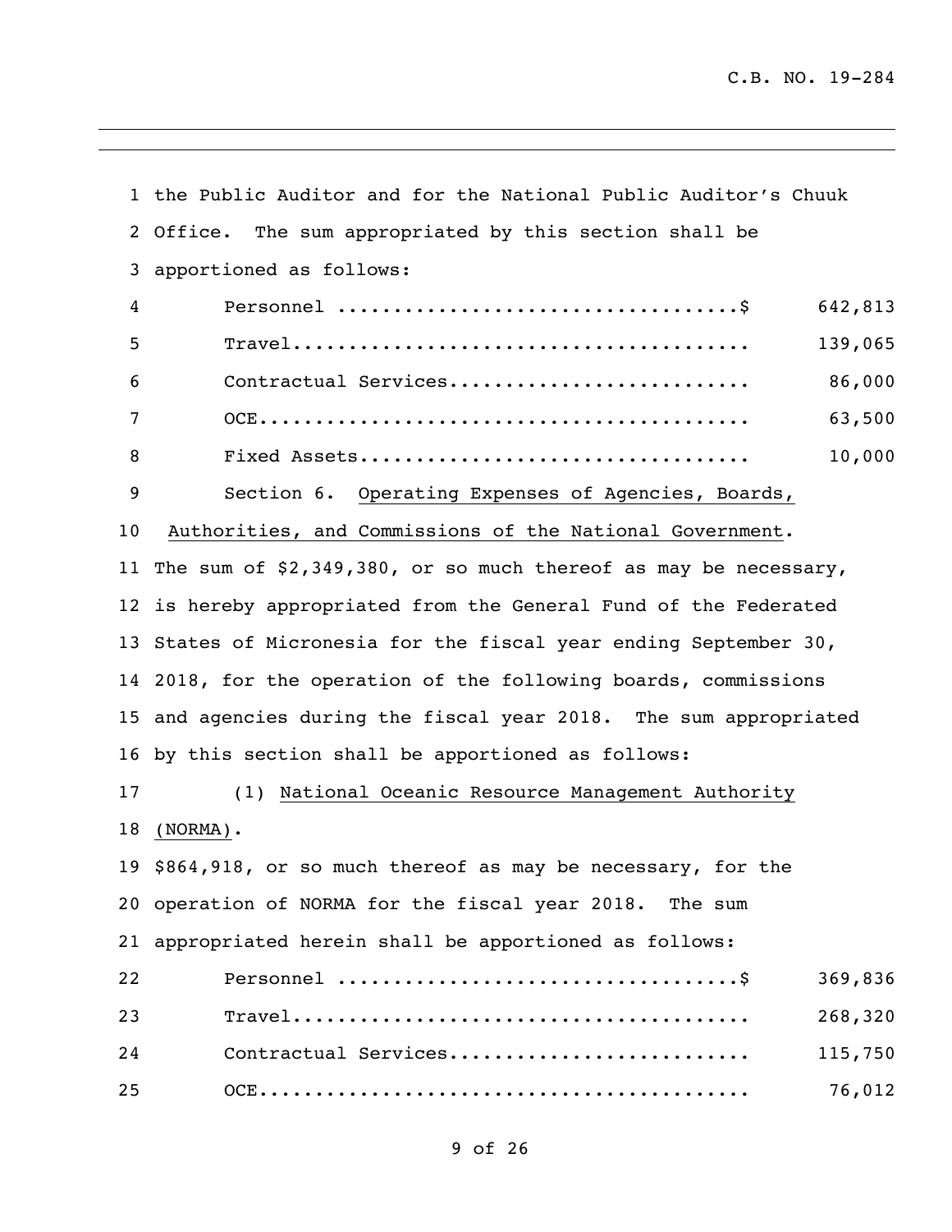the Public Auditor and for the National Public Auditor's Chuuk Office. The sum appropriated by this section shall be apportioned as follows:

| | |
|---|---|
| Personnel ....................................$ | 642,813 |
| Travel.......................................... | 139,065 |
| Contractual Services........................... | 86,000 |
| OCE............................................. | 63,500 |
| Fixed Assets................................... | 10,000 |

Section 6. Operating Expenses of Agencies, Boards, Authorities, and Commissions of the National Government.

The sum of $2,349,380, or so much thereof as may be necessary, is hereby appropriated from the General Fund of the Federated States of Micronesia for the fiscal year ending September 30, 2018, for the operation of the following boards, commissions and agencies during the fiscal year 2018. The sum appropriated by this section shall be apportioned as follows:

(1) National Oceanic Resource Management Authority (NORMA).

$864,918, or so much thereof as may be necessary, for the operation of NORMA for the fiscal year 2018. The sum appropriated herein shall be apportioned as follows:

| | |
|---|---|
| Personnel ....................................$ | 369,836 |
| Travel.......................................... | 268,320 |
| Contractual Services........................... | 115,750 |
| OCE............................................. | 76,012 |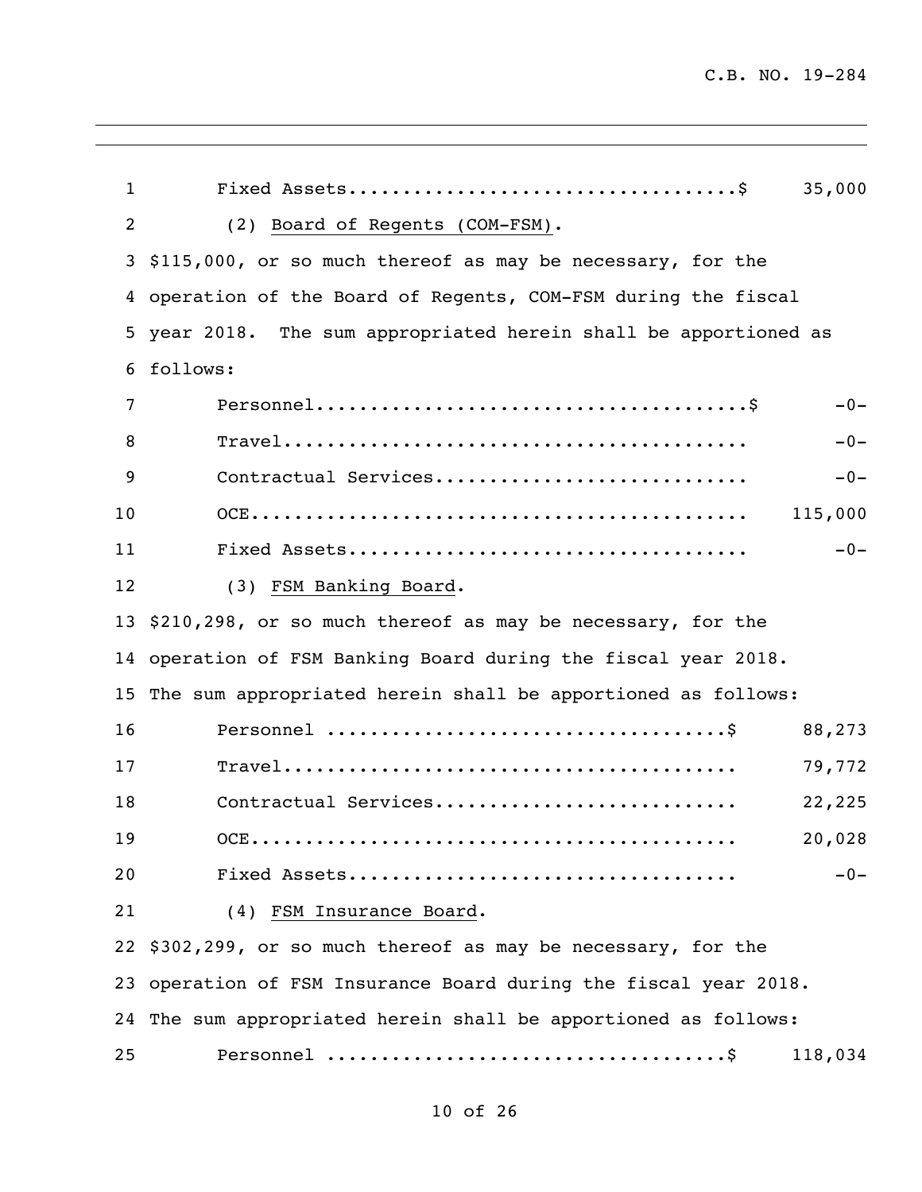Fixed Assets....................................$ 35,000

(2) Board of Regents (COM-FSM).

$115,000, or so much thereof as may be necessary, for the operation of the Board of Regents, COM-FSM during the fiscal year 2018. The sum appropriated herein shall be apportioned as follows:

| | |
|---|---|
| Personnel........................................$ | -0- |
| Travel........................................... | -0- |
| Contractual Services............................. | -0- |
| OCE.............................................. | 115,000 |
| Fixed Assets..................................... | -0- |

(3) FSM Banking Board.

$210,298, or so much thereof as may be necessary, for the operation of FSM Banking Board during the fiscal year 2018. The sum appropriated herein shall be apportioned as follows:

| | |
|---|---|
| Personnel .....................................$ | 88,273 |
| Travel.......................................... | 79,772 |
| Contractual Services............................ | 22,225 |
| OCE............................................. | 20,028 |
| Fixed Assets.................................... | -0- |

(4) FSM Insurance Board.

$302,299, or so much thereof as may be necessary, for the operation of FSM Insurance Board during the fiscal year 2018. The sum appropriated herein shall be apportioned as follows:

| | |
|---|---|
| Personnel .....................................$ | 118,034 |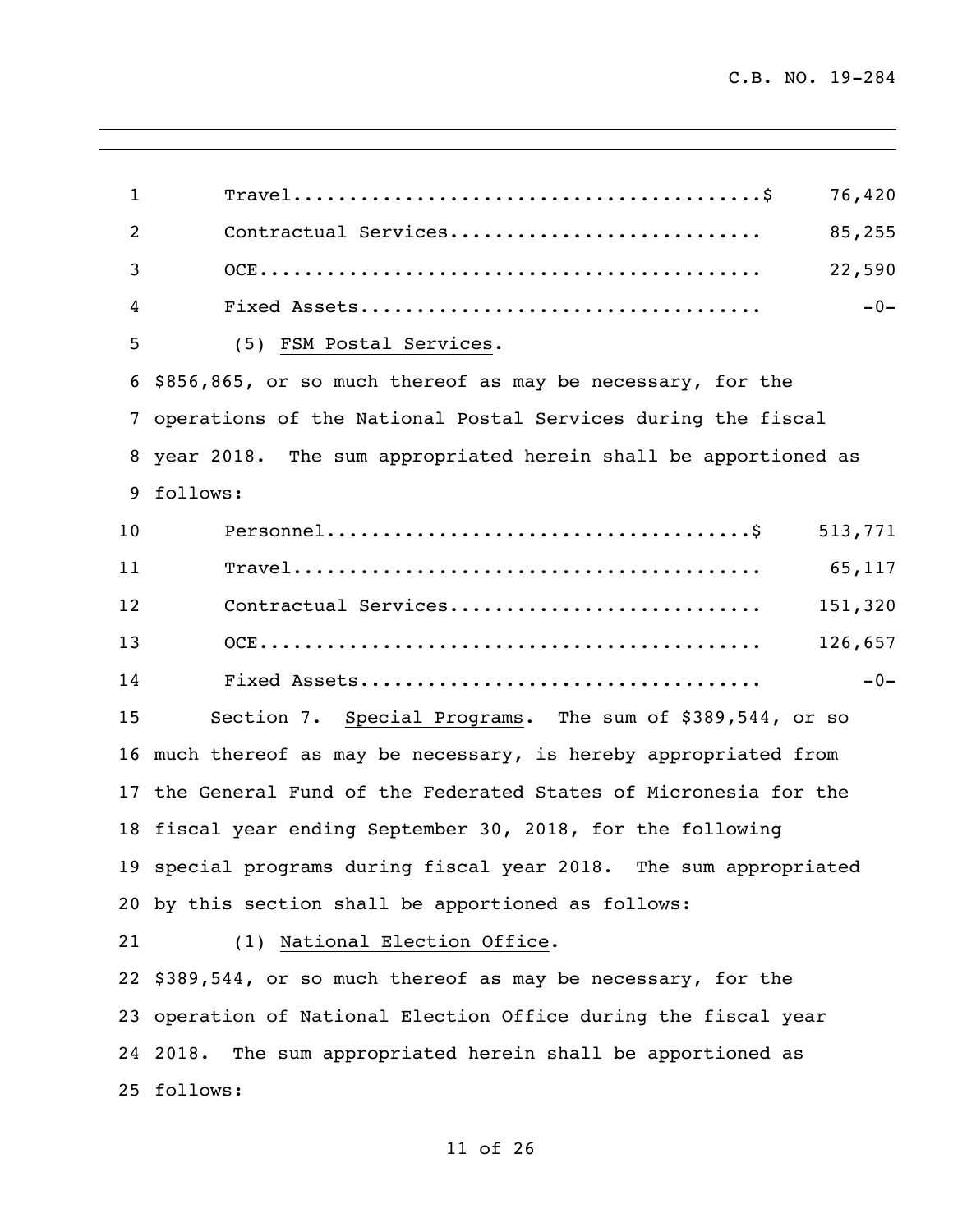| | |
|---|---|
| Travel | $ 76,420 |
| Contractual Services | 85,255 |
| OCE | 22,590 |
| Fixed Assets | -0- |

(5) FSM Postal Services.

$856,865, or so much thereof as may be necessary, for the operations of the National Postal Services during the fiscal year 2018. The sum appropriated herein shall be apportioned as follows:

| | |
|---|---|
| Personnel | $ 513,771 |
| Travel | 65,117 |
| Contractual Services | 151,320 |
| OCE | 126,657 |
| Fixed Assets | -0- |

Section 7. Special Programs. The sum of $389,544, or so much thereof as may be necessary, is hereby appropriated from the General Fund of the Federated States of Micronesia for the fiscal year ending September 30, 2018, for the following special programs during fiscal year 2018. The sum appropriated by this section shall be apportioned as follows:

(1) National Election Office.

$389,544, or so much thereof as may be necessary, for the operation of National Election Office during the fiscal year 2018. The sum appropriated herein shall be apportioned as follows: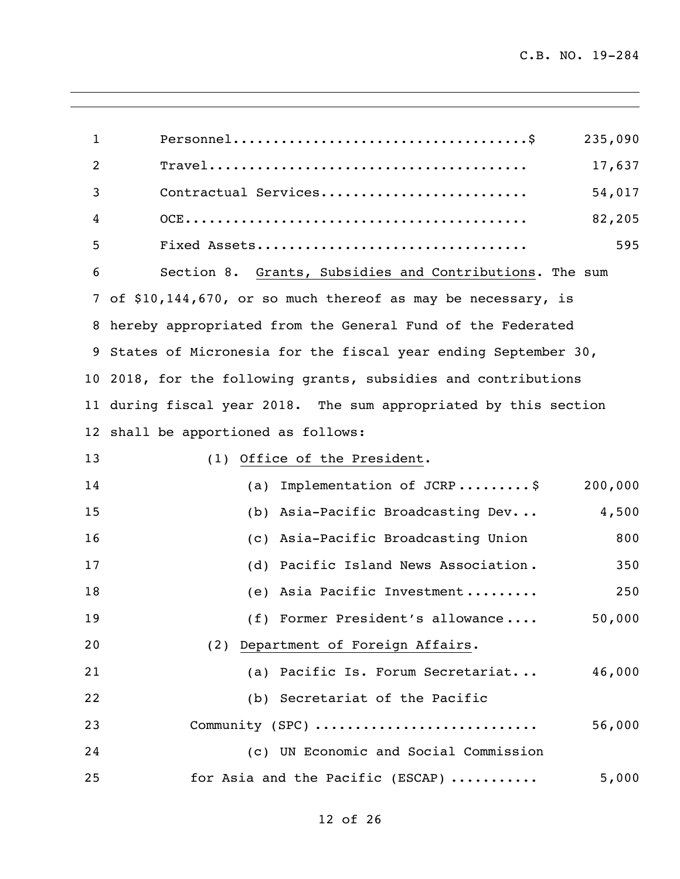| | |
|---|---|
| Personnel....................................$ | 235,090 |
| Travel........................................ | 17,637 |
| Contractual Services.......................... | 54,017 |
| OCE........................................... | 82,205 |
| Fixed Assets.................................. | 595 |

Section 8. Grants, Subsidies and Contributions. The sum of $10,144,670, or so much thereof as may be necessary, is hereby appropriated from the General Fund of the Federated States of Micronesia for the fiscal year ending September 30, 2018, for the following grants, subsidies and contributions during fiscal year 2018. The sum appropriated by this section shall be apportioned as follows:

(1) Office of the President.

| | |
|---|---|
| (a) Implementation of JCRP.........$ | 200,000 |
| (b) Asia-Pacific Broadcasting Dev... | 4,500 |
| (c) Asia-Pacific Broadcasting Union | 800 |
| (d) Pacific Island News Association. | 350 |
| (e) Asia Pacific Investment......... | 250 |
| (f) Former President's allowance.... | 50,000 |

(2) Department of Foreign Affairs.

| | |
|---|---|
| (a) Pacific Is. Forum Secretariat... | 46,000 |
| (b) Secretariat of the Pacific Community (SPC) .......................... | 56,000 |
| (c) UN Economic and Social Commission for Asia and the Pacific (ESCAP) .......... | 5,000 |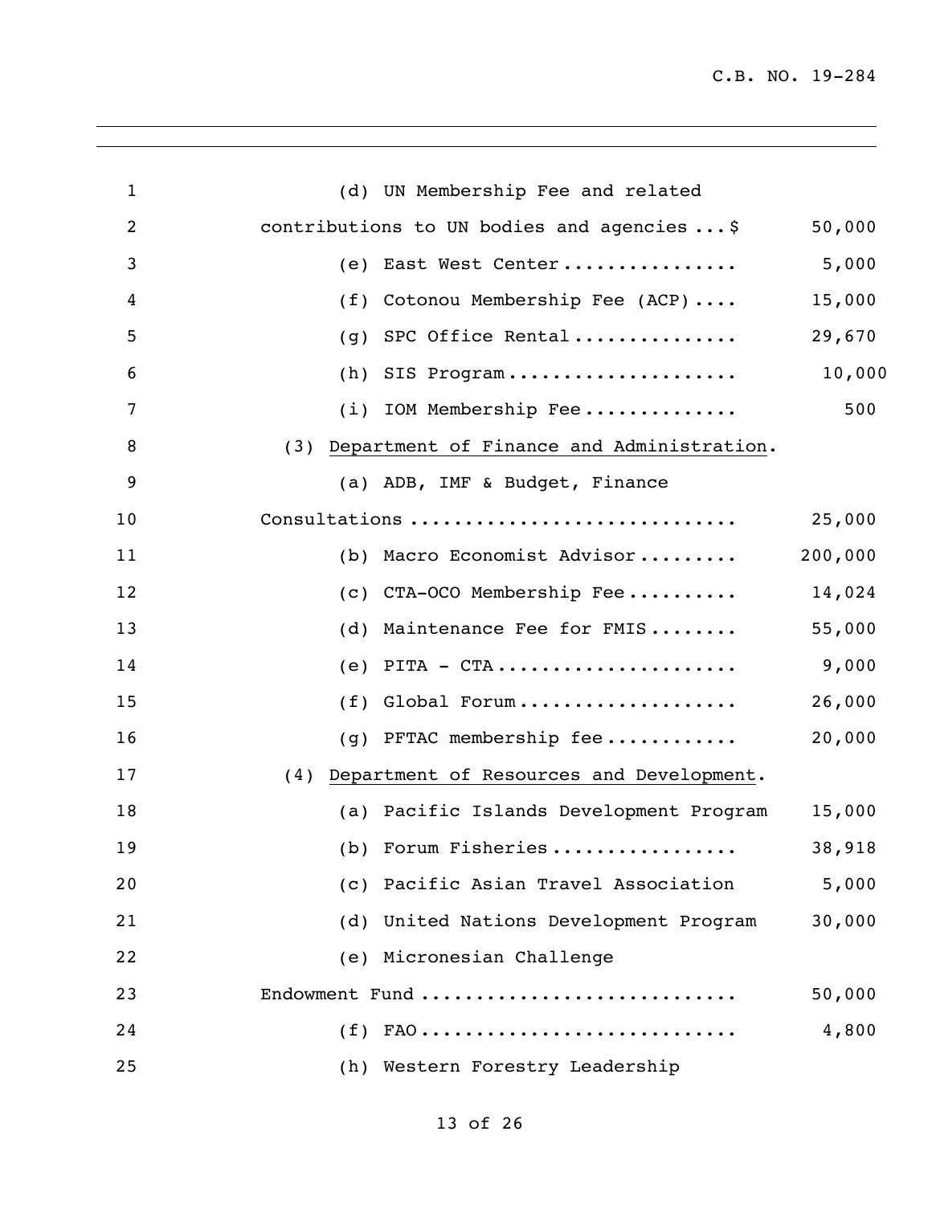(d) UN Membership Fee and related contributions to UN bodies and agencies ... $ 50,000

(e) East West Center ................ 5,000

(f) Cotonou Membership Fee (ACP) .... 15,000

(g) SPC Office Rental ............... 29,670

(h) SIS Program ..................... 10,000

(i) IOM Membership Fee .............. 500

(3) <u>Department of Finance and Administration</u>.

(a) ADB, IMF & Budget, Finance Consultations ............................ 25,000

(b) Macro Economist Advisor ......... 200,000

(c) CTA-OCO Membership Fee .......... 14,024

(d) Maintenance Fee for FMIS ........ 55,000

(e) PITA - CTA ...................... 9,000

(f) Global Forum .................... 26,000

(g) PFTAC membership fee ............ 20,000

(4) <u>Department of Resources and Development</u>.

(a) Pacific Islands Development Program 15,000

(b) Forum Fisheries ................. 38,918

(c) Pacific Asian Travel Association 5,000

(d) United Nations Development Program 30,000

(e) Micronesian Challenge Endowment Fund ............................ 50,000

(f) FAO ............................. 4,800

(h) Western Forestry Leadership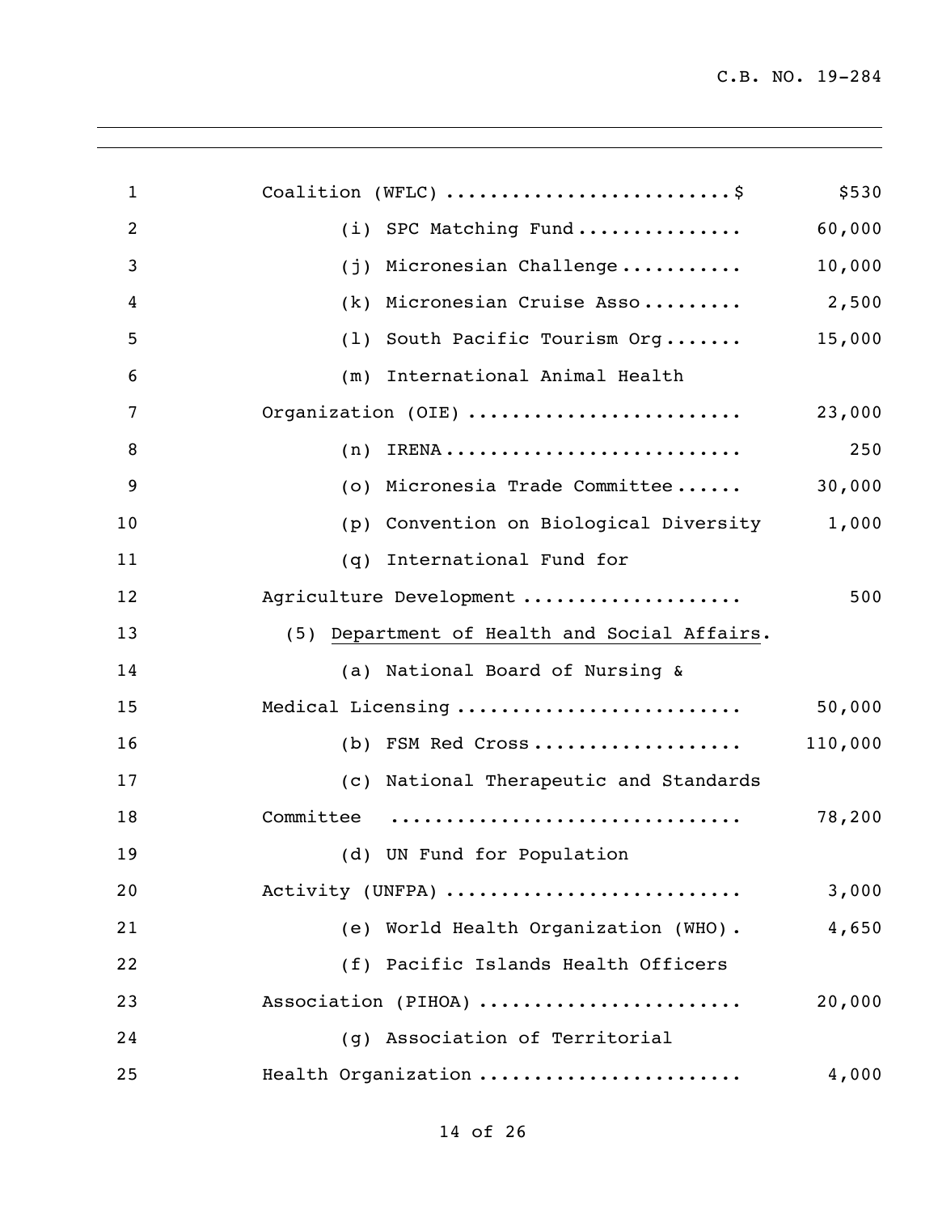Coalition (WFLC) .........................$ $530

(i) SPC Matching Fund............... 60,000

(j) Micronesian Challenge........... 10,000

(k) Micronesian Cruise Asso......... 2,500

(l) South Pacific Tourism Org....... 15,000

(m) International Animal Health Organization (OIE) ........................ 23,000

(n) IRENA.......................... 250

(o) Micronesia Trade Committee...... 30,000

(p) Convention on Biological Diversity 1,000

(q) International Fund for Agriculture Development ................... 500

(5) Department of Health and Social Affairs.

(a) National Board of Nursing & Medical Licensing ......................... 50,000

(b) FSM Red Cross................... 110,000

(c) National Therapeutic and Standards Committee .............................. 78,200

(d) UN Fund for Population Activity (UNFPA) .......................... 3,000

(e) World Health Organization (WHO). 4,650

(f) Pacific Islands Health Officers Association (PIHOA) ....................... 20,000

(g) Association of Territorial Health Organization ....................... 4,000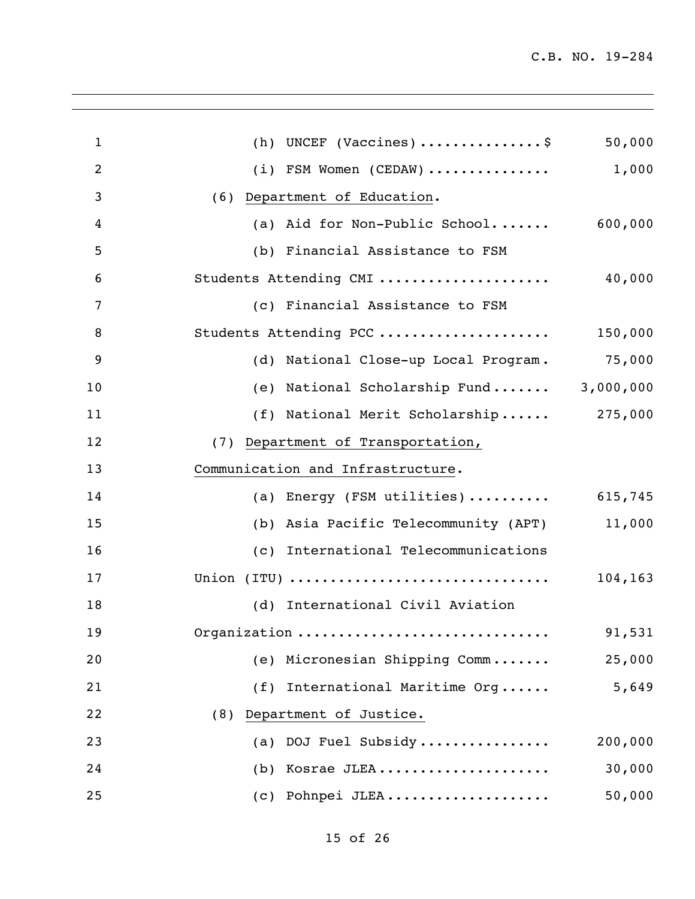(h) UNCEF (Vaccines) ............... $ 50,000

(i) FSM Women (CEDAW) ............... 1,000

(6) <u>Department of Education</u>.

(a) Aid for Non-Public School ....... 600,000

(b) Financial Assistance to FSM Students Attending CMI .................... 40,000

(c) Financial Assistance to FSM Students Attending PCC .................... 150,000

(d) National Close-up Local Program . 75,000

(e) National Scholarship Fund ....... 3,000,000

(f) National Merit Scholarship ...... 275,000

(7) <u>Department of Transportation, Communication and Infrastructure</u>.

(a) Energy (FSM utilities) .......... 615,745

(b) Asia Pacific Telecommunity (APT) 11,000

(c) International Telecommunications Union (ITU) .............................. 104,163

(d) International Civil Aviation Organization .............................. 91,531

(e) Micronesian Shipping Comm ....... 25,000

(f) International Maritime Org ...... 5,649

(8) <u>Department of Justice.</u>

(a) DOJ Fuel Subsidy ................ 200,000

(b) Kosrae JLEA ..................... 30,000

(c) Pohnpei JLEA .................... 50,000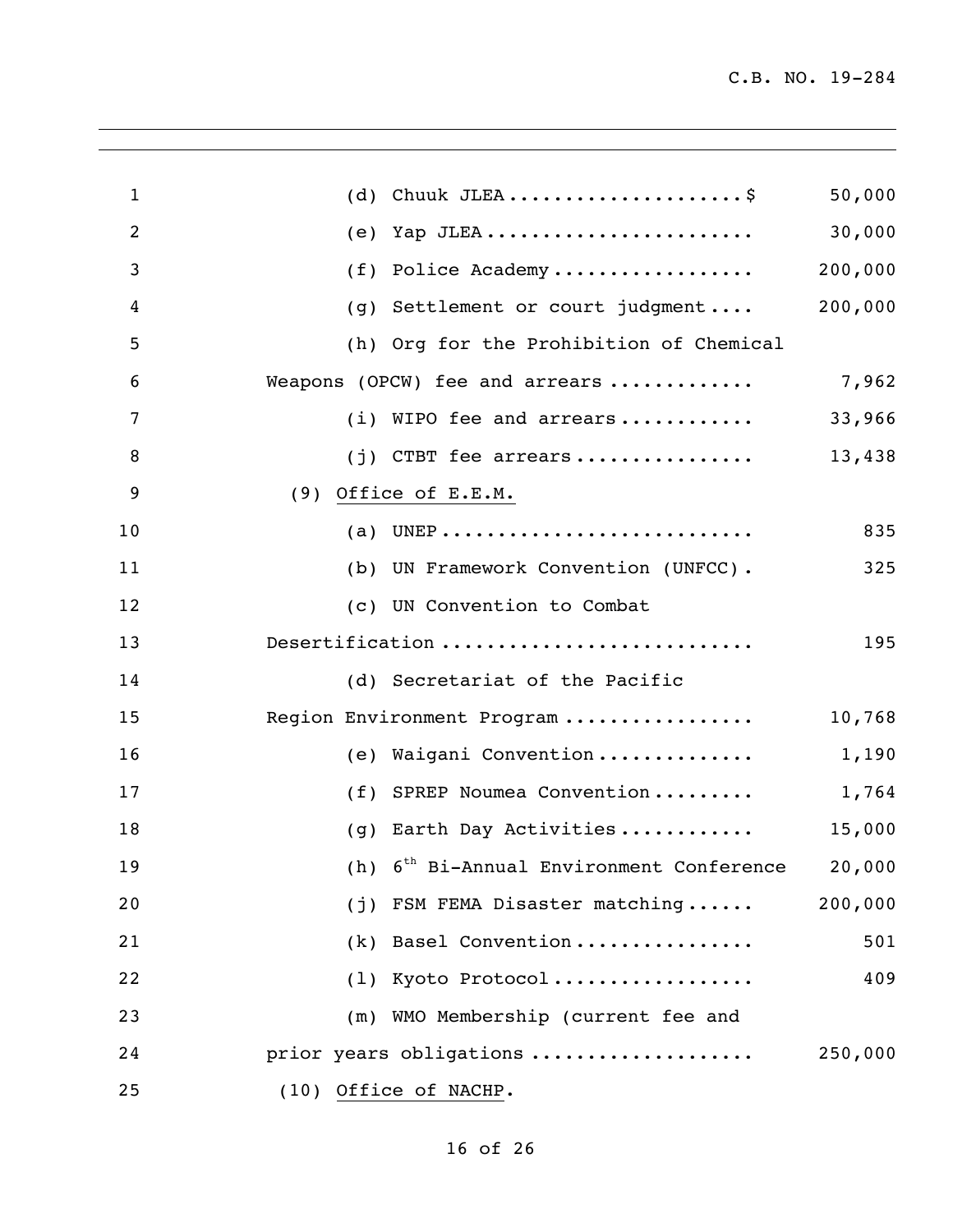(d) Chuuk JLEA....................$ 50,000

(e) Yap JLEA....................... 30,000

(f) Police Academy................. 200,000

(g) Settlement or court judgment.... 200,000

(h) Org for the Prohibition of Chemical Weapons (OPCW) fee and arrears ............ 7,962

(i) WIPO fee and arrears............ 33,966

(j) CTBT fee arrears................ 13,438

(9) <u>Office of E.E.M.</u>

(a) UNEP.......................... 835

(b) UN Framework Convention (UNFCC). 325

(c) UN Convention to Combat Desertification .......................... 195

(d) Secretariat of the Pacific Region Environment Program ................ 10,768

(e) Waigani Convention.............. 1,190

(f) SPREP Noumea Convention......... 1,764

(g) Earth Day Activities............ 15,000

(h) 6th Bi-Annual Environment Conference 20,000

(j) FSM FEMA Disaster matching...... 200,000

(k) Basel Convention................ 501

(l) Kyoto Protocol.................. 409

(m) WMO Membership (current fee and prior years obligations ................... 250,000

(10) <u>Office of NACHP</u>.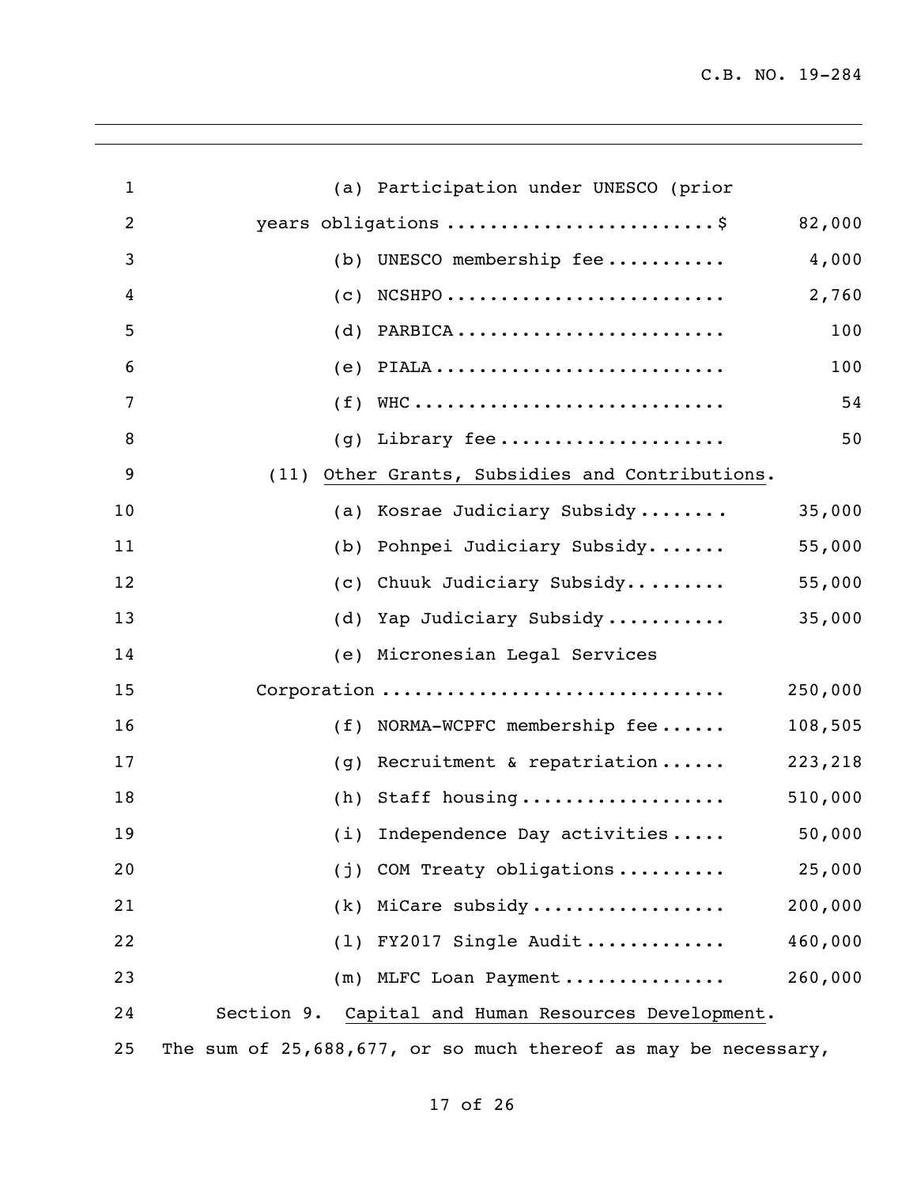(a) Participation under UNESCO (prior years obligations ........................$ 82,000

(b) UNESCO membership fee........... 4,000

(c) NCSHPO.......................... 2,760

(d) PARBICA......................... 100

(e) PIALA........................... 100

(f) WHC............................. 54

(g) Library fee..................... 50

(11) Other Grants, Subsidies and Contributions.

(a) Kosrae Judiciary Subsidy........ 35,000

(b) Pohnpei Judiciary Subsidy....... 55,000

(c) Chuuk Judiciary Subsidy......... 55,000

(d) Yap Judiciary Subsidy........... 35,000

(e) Micronesian Legal Services Corporation.............................. 250,000

(f) NORMA-WCPFC membership fee...... 108,505

(g) Recruitment & repatriation...... 223,218

(h) Staff housing................... 510,000

(i) Independence Day activities..... 50,000

(j) COM Treaty obligations.......... 25,000

(k) MiCare subsidy.................. 200,000

(l) FY2017 Single Audit............. 460,000

(m) MLFC Loan Payment............... 260,000

Section 9. Capital and Human Resources Development. The sum of 25,688,677, or so much thereof as may be necessary,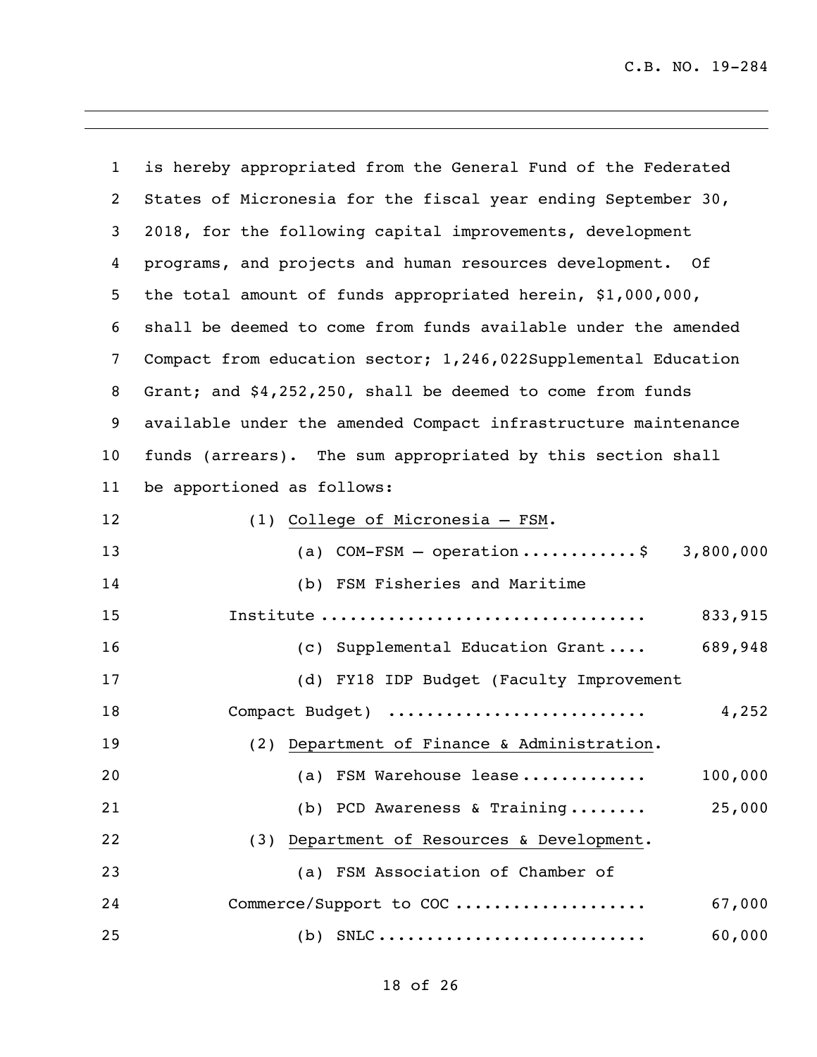is hereby appropriated from the General Fund of the Federated States of Micronesia for the fiscal year ending September 30, 2018, for the following capital improvements, development programs, and projects and human resources development. Of the total amount of funds appropriated herein, $1,000,000, shall be deemed to come from funds available under the amended Compact from education sector; 1,246,022Supplemental Education Grant; and $4,252,250, shall be deemed to come from funds available under the amended Compact infrastructure maintenance funds (arrears). The sum appropriated by this section shall be apportioned as follows:

(1) College of Micronesia – FSM.

(a) COM-FSM – operation ............ $ 3,800,000

(b) FSM Fisheries and Maritime Institute ................................ 833,915

(c) Supplemental Education Grant .... 689,948

(d) FY18 IDP Budget (Faculty Improvement Compact Budget) .......................... 4,252

(2) Department of Finance & Administration.

(a) FSM Warehouse lease ............. 100,000

(b) PCD Awareness & Training ........ 25,000

(3) Department of Resources & Development.

(a) FSM Association of Chamber of Commerce/Support to COC .................... 67,000

(b) SNLC ........................... 60,000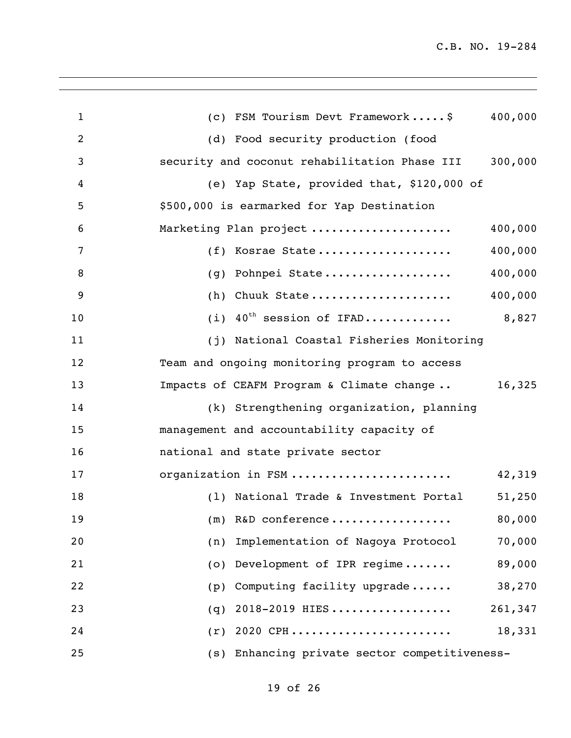(c) FSM Tourism Devt Framework.....$ 400,000

(d) Food security production (food security and coconut rehabilitation Phase III 300,000

(e) Yap State, provided that, $120,000 of $500,000 is earmarked for Yap Destination Marketing Plan project .................... 400,000

(f) Kosrae State.................... 400,000

(g) Pohnpei State................... 400,000

(h) Chuuk State..................... 400,000

(i) 40th session of IFAD............ 8,827

(j) National Coastal Fisheries Monitoring Team and ongoing monitoring program to access Impacts of CEAFM Program & Climate change .. 16,325

(k) Strengthening organization, planning management and accountability capacity of national and state private sector organization in FSM ....................... 42,319

(l) National Trade & Investment Portal 51,250

(m) R&D conference................. 80,000

(n) Implementation of Nagoya Protocol 70,000

(o) Development of IPR regime....... 89,000

(p) Computing facility upgrade...... 38,270

(q) 2018-2019 HIES................. 261,347

(r) 2020 CPH....................... 18,331

(s) Enhancing private sector competitiveness-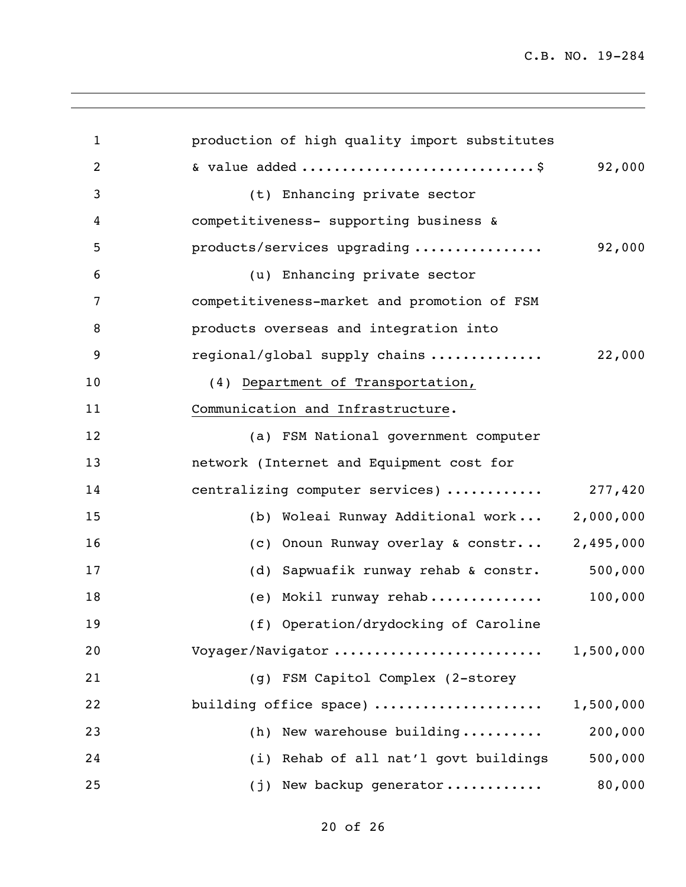production of high quality import substitutes & value added ............................$ 92,000

(t) Enhancing private sector competitiveness- supporting business & products/services upgrading ................ 92,000

(u) Enhancing private sector competitiveness-market and promotion of FSM products overseas and integration into regional/global supply chains .............. 22,000

(4) Department of Transportation, Communication and Infrastructure.

(a) FSM National government computer network (Internet and Equipment cost for centralizing computer services) ............ 277,420

(b) Woleai Runway Additional work... 2,000,000

(c) Onoun Runway overlay & constr... 2,495,000

(d) Sapwuafik runway rehab & constr. 500,000

(e) Mokil runway rehab.............. 100,000

(f) Operation/drydocking of Caroline Voyager/Navigator ......................... 1,500,000

(g) FSM Capitol Complex (2-storey building office space) .................... 1,500,000

(h) New warehouse building.......... 200,000

(i) Rehab of all nat'l govt buildings 500,000

(j) New backup generator............ 80,000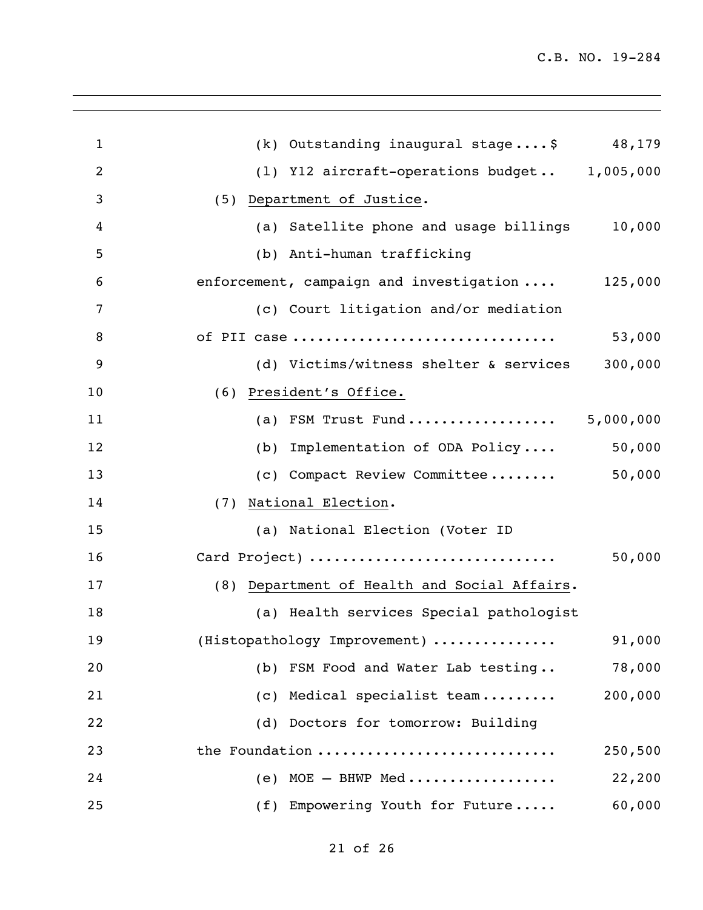(k) Outstanding inaugural stage....$ 48,179

(l) Y12 aircraft-operations budget.. 1,005,000

(5) Department of Justice.

(a) Satellite phone and usage billings 10,000

(b) Anti-human trafficking enforcement, campaign and investigation .... 125,000

(c) Court litigation and/or mediation of PII case .............................. 53,000

(d) Victims/witness shelter & services 300,000

(6) President's Office.

(a) FSM Trust Fund................. 5,000,000

(b) Implementation of ODA Policy.... 50,000

(c) Compact Review Committee........ 50,000

(7) National Election.

(a) National Election (Voter ID Card Project) ............................ 50,000

(8) Department of Health and Social Affairs.

(a) Health services Special pathologist (Histopathology Improvement) .............. 91,000

(b) FSM Food and Water Lab testing.. 78,000

(c) Medical specialist team......... 200,000

(d) Doctors for tomorrow: Building the Foundation ........................... 250,500

(e) MOE – BHWP Med.................. 22,200

(f) Empowering Youth for Future..... 60,000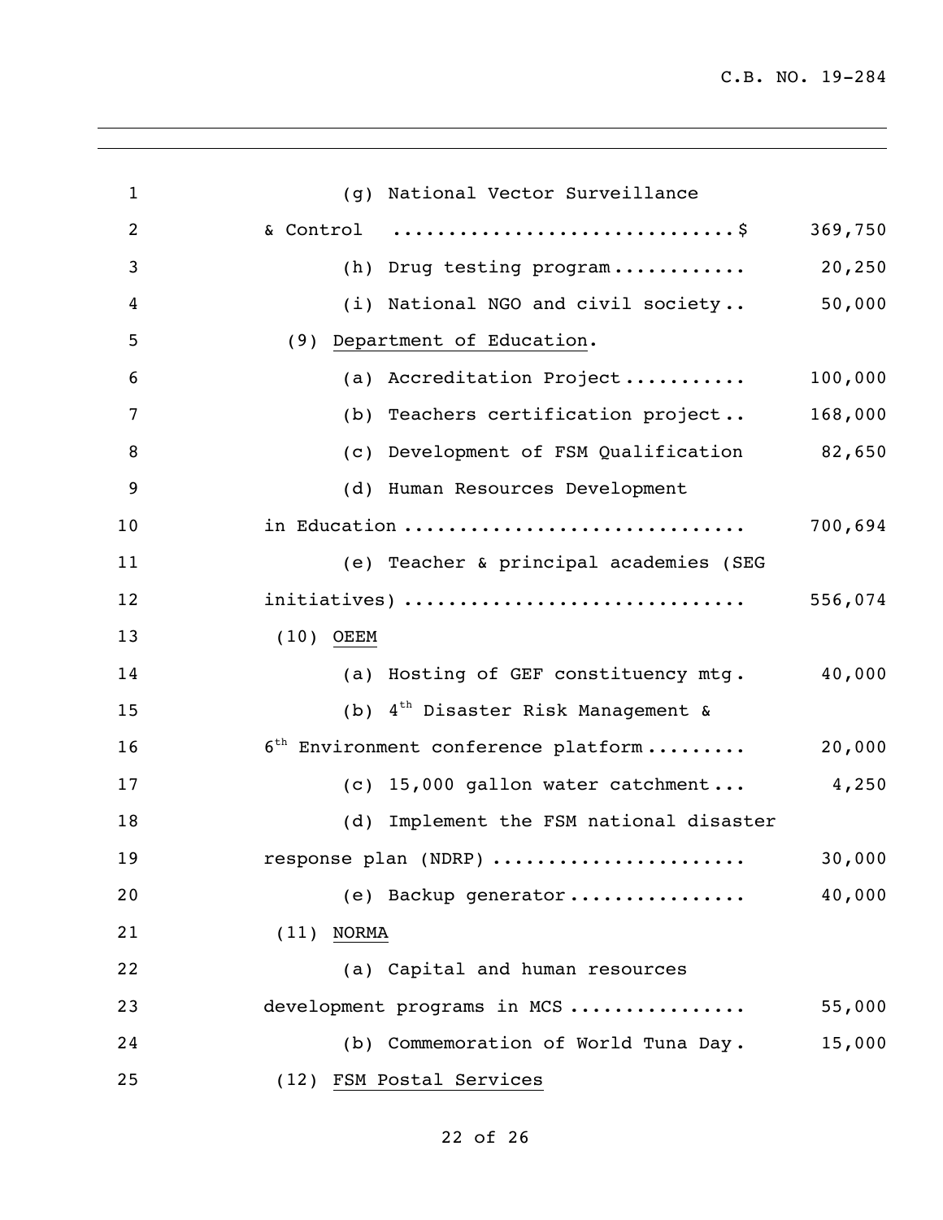(g) National Vector Surveillance & Control ............................$ 369,750

(h) Drug testing program............ 20,250

(i) National NGO and civil society.. 50,000

(9) <u>Department of Education</u>.

(a) Accreditation Project........... 100,000

(b) Teachers certification project.. 168,000

(c) Development of FSM Qualification 82,650

(d) Human Resources Development in Education .............................. 700,694

(e) Teacher & principal academies (SEG initiatives) .............................. 556,074

(10) <u>OEEM</u>

(a) Hosting of GEF constituency mtg. 40,000

(b) 4th Disaster Risk Management & 6th Environment conference platform......... 20,000

(c) 15,000 gallon water catchment... 4,250

(d) Implement the FSM national disaster response plan (NDRP) ...................... 30,000

(e) Backup generator................ 40,000

(11) <u>NORMA</u>

(a) Capital and human resources development programs in MCS ................ 55,000

(b) Commemoration of World Tuna Day. 15,000

(12) <u>FSM Postal Services</u>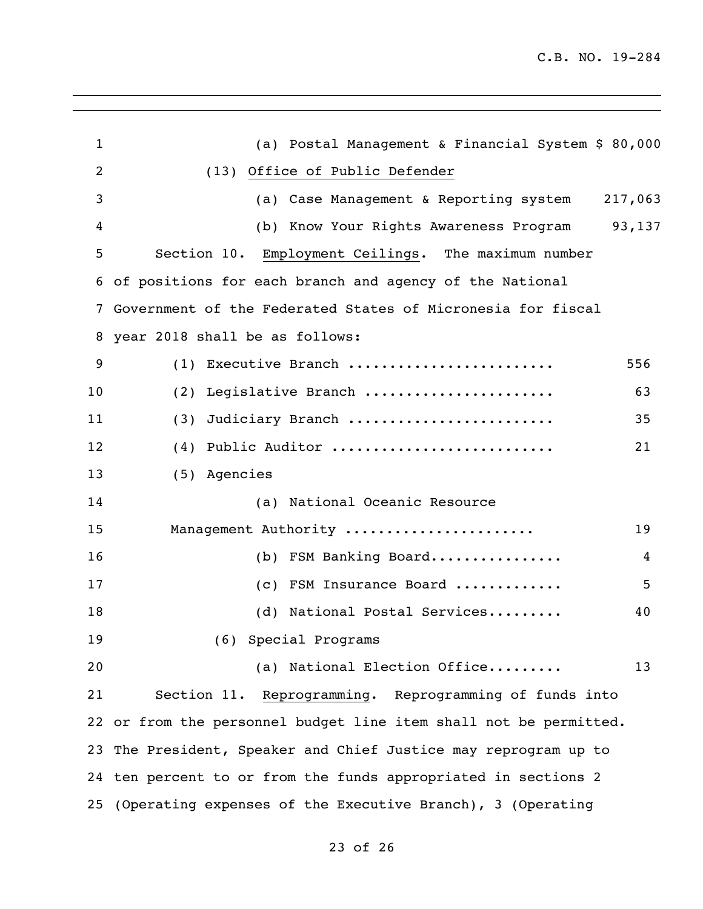(a) Postal Management & Financial System $ 80,000

(13) Office of Public Defender

(a) Case Management & Reporting system 217,063

(b) Know Your Rights Awareness Program 93,137

Section 10. Employment Ceilings. The maximum number of positions for each branch and agency of the National Government of the Federated States of Micronesia for fiscal year 2018 shall be as follows:

| | |
|---|---|
| (1) Executive Branch ......................... | 556 |
| (2) Legislative Branch ...................... | 63 |
| (3) Judiciary Branch ......................... | 35 |
| (4) Public Auditor ........................... | 21 |
| (5) Agencies | |
| (a) National Oceanic Resource Management Authority ...................... | 19 |
| (b) FSM Banking Board................ | 4 |
| (c) FSM Insurance Board ............ | 5 |
| (d) National Postal Services......... | 40 |
| (6) Special Programs | |
| (a) National Election Office......... | 13 |

Section 11. Reprogramming. Reprogramming of funds into or from the personnel budget line item shall not be permitted. The President, Speaker and Chief Justice may reprogram up to ten percent to or from the funds appropriated in sections 2 (Operating expenses of the Executive Branch), 3 (Operating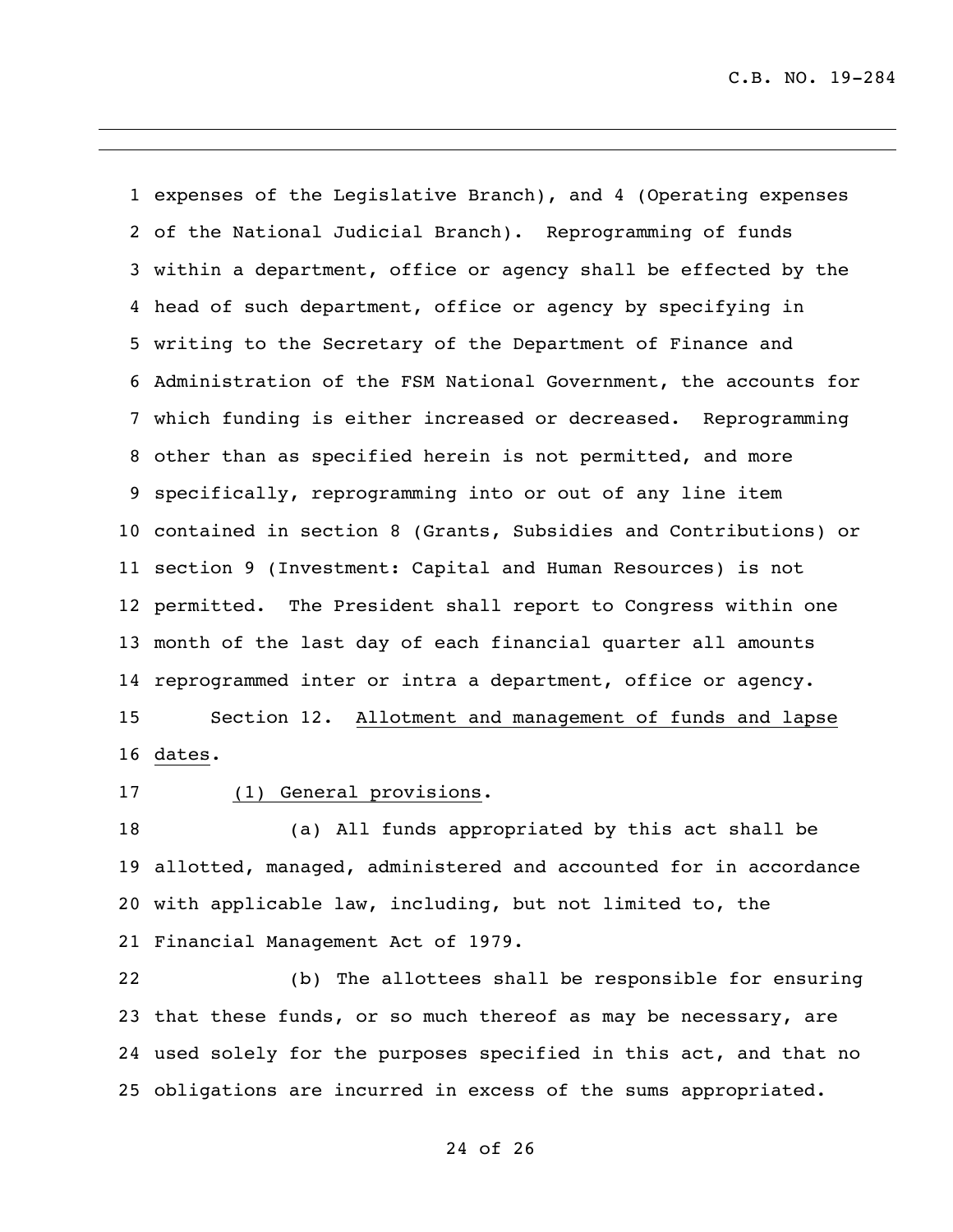expenses of the Legislative Branch), and 4 (Operating expenses of the National Judicial Branch). Reprogramming of funds within a department, office or agency shall be effected by the head of such department, office or agency by specifying in writing to the Secretary of the Department of Finance and Administration of the FSM National Government, the accounts for which funding is either increased or decreased. Reprogramming other than as specified herein is not permitted, and more specifically, reprogramming into or out of any line item contained in section 8 (Grants, Subsidies and Contributions) or section 9 (Investment: Capital and Human Resources) is not permitted. The President shall report to Congress within one month of the last day of each financial quarter all amounts reprogrammed inter or intra a department, office or agency.

Section 12. Allotment and management of funds and lapse dates.

(1) General provisions.

(a) All funds appropriated by this act shall be allotted, managed, administered and accounted for in accordance with applicable law, including, but not limited to, the Financial Management Act of 1979.

(b) The allottees shall be responsible for ensuring that these funds, or so much thereof as may be necessary, are used solely for the purposes specified in this act, and that no obligations are incurred in excess of the sums appropriated.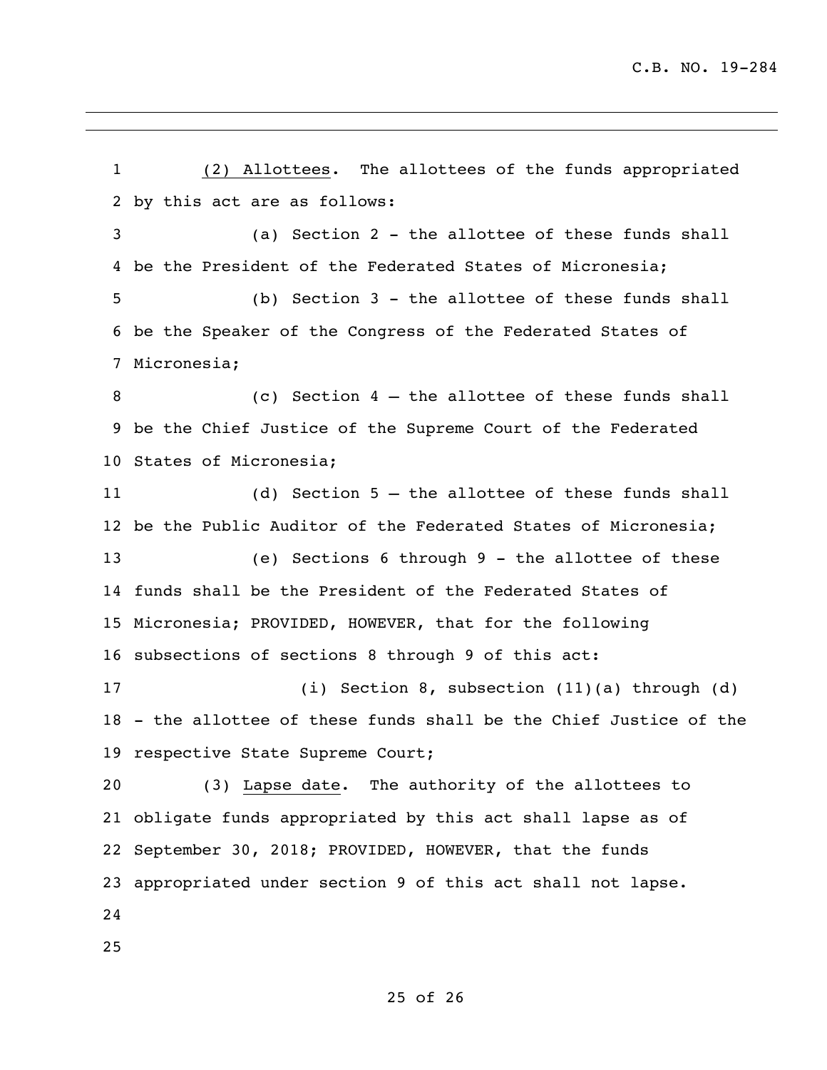(2) Allottees. The allottees of the funds appropriated by this act are as follows:

(a) Section 2 - the allottee of these funds shall be the President of the Federated States of Micronesia;

(b) Section 3 - the allottee of these funds shall be the Speaker of the Congress of the Federated States of Micronesia;

(c) Section 4 – the allottee of these funds shall be the Chief Justice of the Supreme Court of the Federated States of Micronesia;

(d) Section 5 – the allottee of these funds shall be the Public Auditor of the Federated States of Micronesia;

(e) Sections 6 through 9 - the allottee of these funds shall be the President of the Federated States of Micronesia; PROVIDED, HOWEVER, that for the following subsections of sections 8 through 9 of this act:

(i) Section 8, subsection (11)(a) through (d) - the allottee of these funds shall be the Chief Justice of the respective State Supreme Court;

(3) Lapse date. The authority of the allottees to obligate funds appropriated by this act shall lapse as of September 30, 2018; PROVIDED, HOWEVER, that the funds appropriated under section 9 of this act shall not lapse.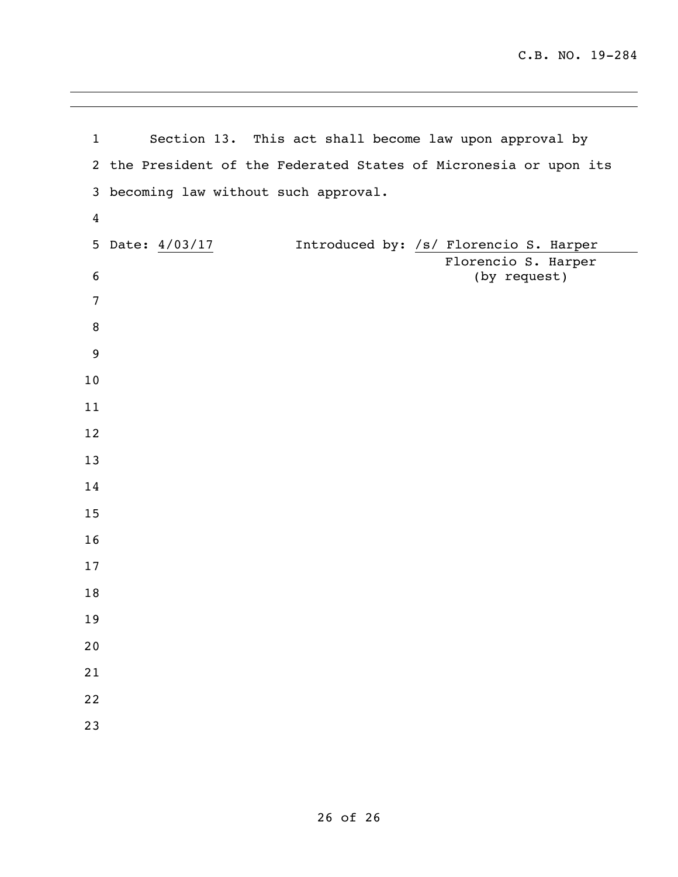Section 13. This act shall become law upon approval by the President of the Federated States of Micronesia or upon its becoming law without such approval.

Date: 4/03/17

Introduced by: /s/ Florencio S. Harper
Florencio S. Harper
(by request)